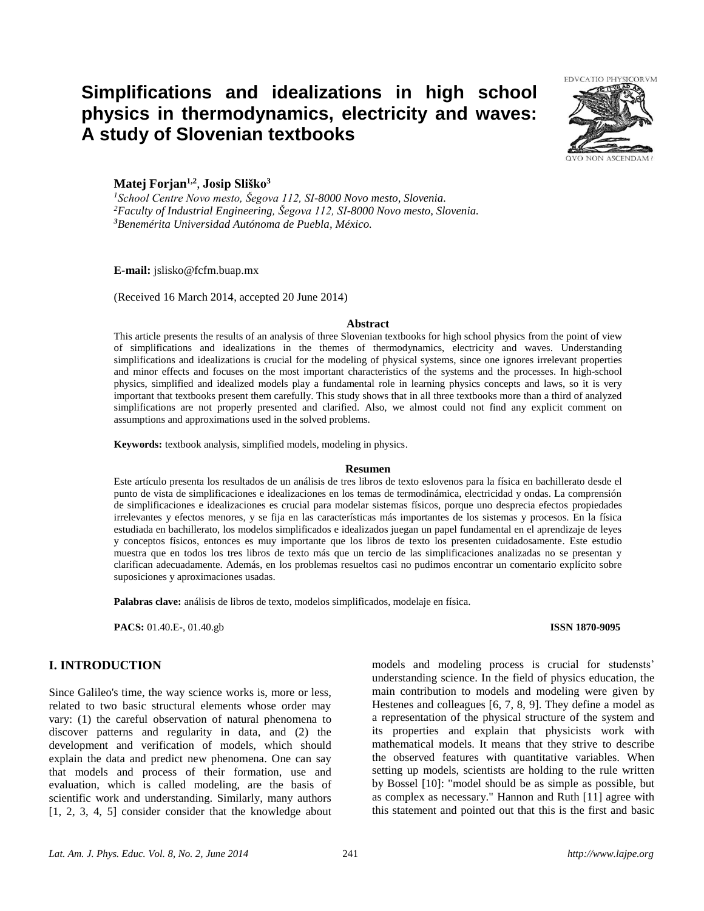# Simplifications and idealizations in high school physics in thermodynamics, electricity and waves: A study of Slovenian textbooks

**Matej Forjan[1,2], Josip Sliško[3]**

[1]*School Centre Novo mesto, Šegova 112, SI-8000 Novo mesto, Slovenia.*
[2]*Faculty of Industrial Engineering, Šegova 112, SI-8000 Novo mesto, Slovenia.*
[3]*Benemérita Universidad Autónoma de Puebla, México.*

**E-mail:** jslisko@fcfm.buap.mx

(Received 16 March 2014, accepted 20 June 2014)

### Abstract

This article presents the results of an analysis of three Slovenian textbooks for high school physics from the point of view of simplifications and idealizations in the themes of thermodynamics, electricity and waves. Understanding simplifications and idealizations is crucial for the modeling of physical systems, since one ignores irrelevant properties and minor effects and focuses on the most important characteristics of the systems and the processes. In high-school physics, simplified and idealized models play a fundamental role in learning physics concepts and laws, so it is very important that textbooks present them carefully. This study shows that in all three textbooks more than a third of analyzed simplifications are not properly presented and clarified. Also, we almost could not find any explicit comment on assumptions and approximations used in the solved problems.

**Keywords:** textbook analysis, simplified models, modeling in physics.

### Resumen

Este artículo presenta los resultados de un análisis de tres libros de texto eslovenos para la física en bachillerato desde el punto de vista de simplificaciones e idealizaciones en los temas de termodinámica, electricidad y ondas. La comprensión de simplificaciones e idealizaciones es crucial para modelar sistemas físicos, porque uno desprecia efectos propiedades irrelevantes y efectos menores, y se fija en las características más importantes de los sistemas y procesos. En la física estudiada en bachillerato, los modelos simplificados e idealizados juegan un papel fundamental en el aprendizaje de leyes y conceptos físicos, entonces es muy importante que los libros de texto los presenten cuidadosamente. Este estudio muestra que en todos los tres libros de texto más que un tercio de las simplificaciones analizadas no se presentan y clarifican adecuadamente. Además, en los problemas resueltos casi no pudimos encontrar un comentario explícito sobre suposiciones y aproximaciones usadas.

**Palabras clave:** análisis de libros de texto, modelos simplificados, modelaje en física.

**PACS:** 01.40.E-, 01.40.gb **ISSN 1870-9095**

## I. INTRODUCTION

Since Galileo's time, the way science works is, more or less, related to two basic structural elements whose order may vary: (1) the careful observation of natural phenomena to discover patterns and regularity in data, and (2) the development and verification of models, which should explain the data and predict new phenomena. One can say that models and process of their formation, use and evaluation, which is called modeling, are the basis of scientific work and understanding. Similarly, many authors [1, 2, 3, 4, 5] consider consider that the knowledge about models and modeling process is crucial for studensts' understanding science. In the field of physics education, the main contribution to models and modeling were given by Hestenes and colleagues [6, 7, 8, 9]. They define a model as a representation of the physical structure of the system and its properties and explain that physicists work with mathematical models. It means that they strive to describe the observed features with quantitative variables. When setting up models, scientists are holding to the rule written by Bossel [10]: "model should be as simple as possible, but as complex as necessary." Hannon and Ruth [11] agree with this statement and pointed out that this is the first and basic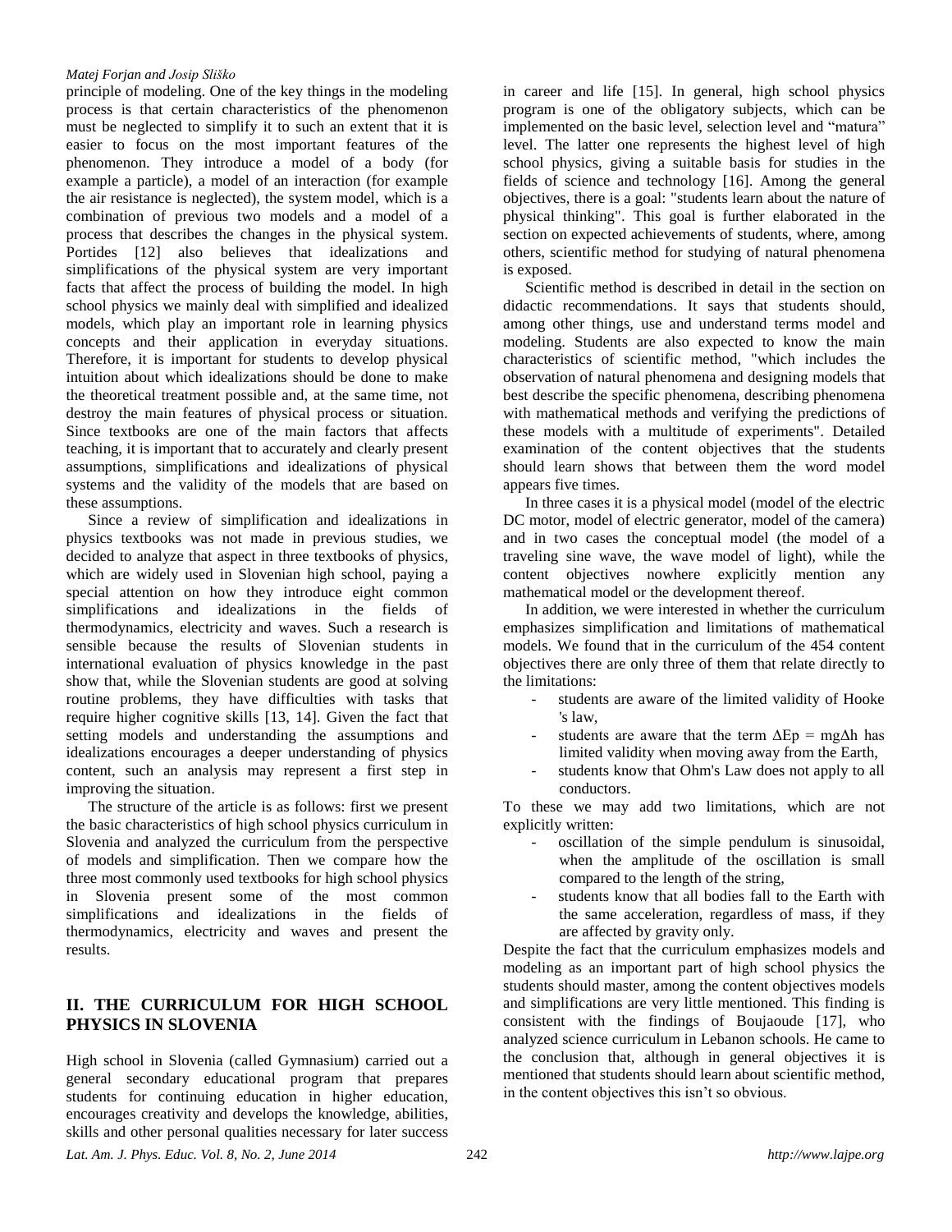principle of modeling. One of the key things in the modeling process is that certain characteristics of the phenomenon must be neglected to simplify it to such an extent that it is easier to focus on the most important features of the phenomenon. They introduce a model of a body (for example a particle), a model of an interaction (for example the air resistance is neglected), the system model, which is a combination of previous two models and a model of a process that describes the changes in the physical system. Portides [12] also believes that idealizations and simplifications of the physical system are very important facts that affect the process of building the model. In high school physics we mainly deal with simplified and idealized models, which play an important role in learning physics concepts and their application in everyday situations. Therefore, it is important for students to develop physical intuition about which idealizations should be done to make the theoretical treatment possible and, at the same time, not destroy the main features of physical process or situation. Since textbooks are one of the main factors that affects teaching, it is important that to accurately and clearly present assumptions, simplifications and idealizations of physical systems and the validity of the models that are based on these assumptions.

Since a review of simplification and idealizations in physics textbooks was not made in previous studies, we decided to analyze that aspect in three textbooks of physics, which are widely used in Slovenian high school, paying a special attention on how they introduce eight common simplifications and idealizations in the fields of thermodynamics, electricity and waves. Such a research is sensible because the results of Slovenian students in international evaluation of physics knowledge in the past show that, while the Slovenian students are good at solving routine problems, they have difficulties with tasks that require higher cognitive skills [13, 14]. Given the fact that setting models and understanding the assumptions and idealizations encourages a deeper understanding of physics content, such an analysis may represent a first step in improving the situation.

The structure of the article is as follows: first we present the basic characteristics of high school physics curriculum in Slovenia and analyzed the curriculum from the perspective of models and simplification. Then we compare how the three most commonly used textbooks for high school physics in Slovenia present some of the most common simplifications and idealizations in the fields of thermodynamics, electricity and waves and present the results.

## II. THE CURRICULUM FOR HIGH SCHOOL PHYSICS IN SLOVENIA

High school in Slovenia (called Gymnasium) carried out a general secondary educational program that prepares students for continuing education in higher education, encourages creativity and develops the knowledge, abilities, skills and other personal qualities necessary for later success in career and life [15]. In general, high school physics program is one of the obligatory subjects, which can be implemented on the basic level, selection level and "matura" level. The latter one represents the highest level of high school physics, giving a suitable basis for studies in the fields of science and technology [16]. Among the general objectives, there is a goal: "students learn about the nature of physical thinking". This goal is further elaborated in the section on expected achievements of students, where, among others, scientific method for studying of natural phenomena is exposed.

Scientific method is described in detail in the section on didactic recommendations. It says that students should, among other things, use and understand terms model and modeling. Students are also expected to know the main characteristics of scientific method, "which includes the observation of natural phenomena and designing models that best describe the specific phenomena, describing phenomena with mathematical methods and verifying the predictions of these models with a multitude of experiments". Detailed examination of the content objectives that the students should learn shows that between them the word model appears five times.

In three cases it is a physical model (model of the electric DC motor, model of electric generator, model of the camera) and in two cases the conceptual model (the model of a traveling sine wave, the wave model of light), while the content objectives nowhere explicitly mention any mathematical model or the development thereof.

In addition, we were interested in whether the curriculum emphasizes simplification and limitations of mathematical models. We found that in the curriculum of the 454 content objectives there are only three of them that relate directly to the limitations:

- students are aware of the limited validity of Hooke 's law,
- students are aware that the term $\Delta E_p = mg\Delta h$ has limited validity when moving away from the Earth,
- students know that Ohm's Law does not apply to all conductors.

To these we may add two limitations, which are not explicitly written:

- oscillation of the simple pendulum is sinusoidal, when the amplitude of the oscillation is small compared to the length of the string,
- students know that all bodies fall to the Earth with the same acceleration, regardless of mass, if they are affected by gravity only.

Despite the fact that the curriculum emphasizes models and modeling as an important part of high school physics the students should master, among the content objectives models and simplifications are very little mentioned. This finding is consistent with the findings of Boujaoude [17], who analyzed science curriculum in Lebanon schools. He came to the conclusion that, although in general objectives it is mentioned that students should learn about scientific method, in the content objectives this isn't so obvious.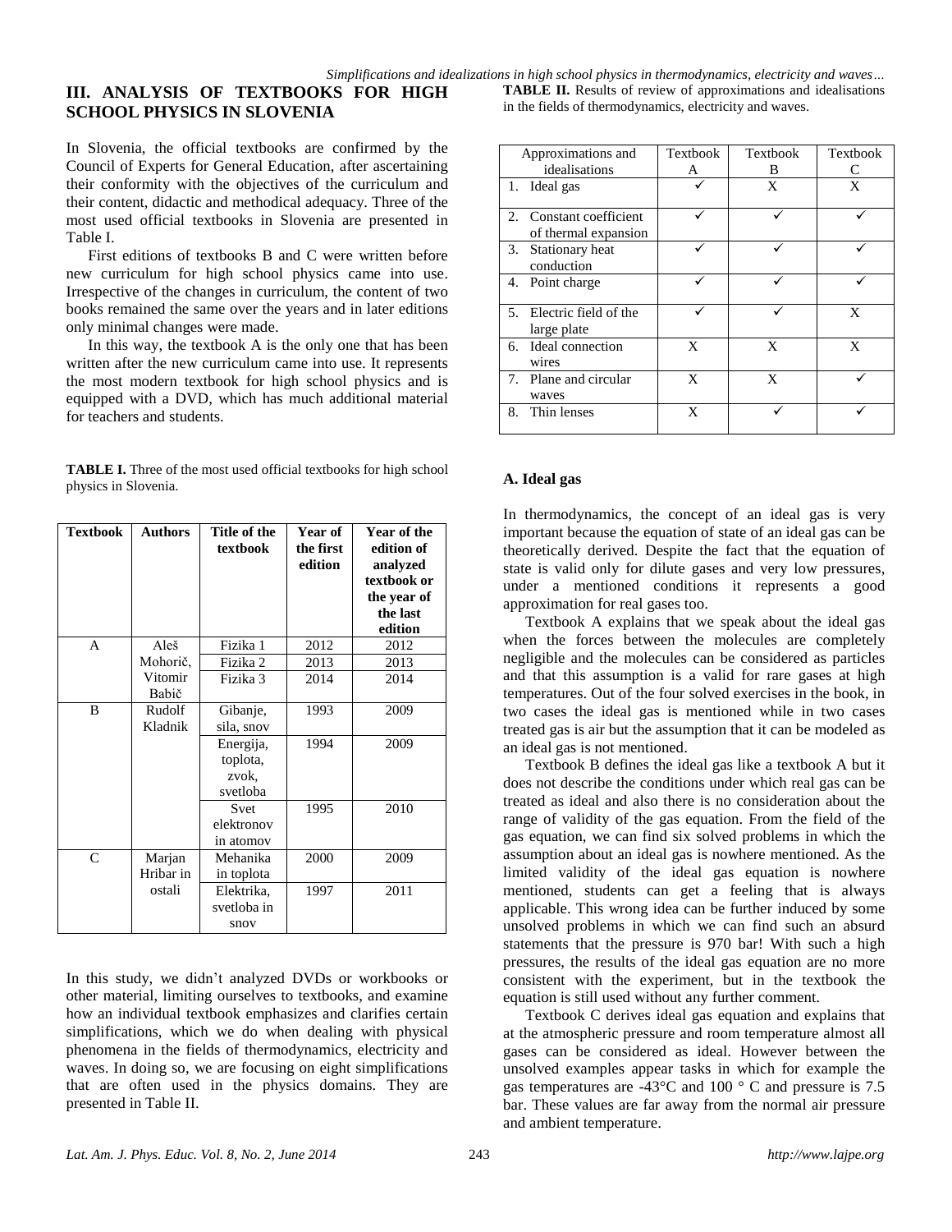## III. ANALYSIS OF TEXTBOOKS FOR HIGH SCHOOL PHYSICS IN SLOVENIA

In Slovenia, the official textbooks are confirmed by the Council of Experts for General Education, after ascertaining their conformity with the objectives of the curriculum and their content, didactic and methodical adequacy. Three of the most used official textbooks in Slovenia are presented in Table I.

First editions of textbooks B and C were written before new curriculum for high school physics came into use. Irrespective of the changes in curriculum, the content of two books remained the same over the years and in later editions only minimal changes were made.

In this way, the textbook A is the only one that has been written after the new curriculum came into use. It represents the most modern textbook for high school physics and is equipped with a DVD, which has much additional material for teachers and students.

**TABLE I.** Three of the most used official textbooks for high school physics in Slovenia.

| Textbook | Authors | Title of the textbook | Year of the first edition | Year of the edition of analyzed textbook or the year of the last edition |
|---|---|---|---|---|
| A | Aleš Mohorič, Vitomir Babič | Fizika 1 | 2012 | 2012 |
| | | Fizika 2 | 2013 | 2013 |
| | | Fizika 3 | 2014 | 2014 |
| B | Rudolf Kladnik | Gibanje, sila, snov | 1993 | 2009 |
| | | Energija, toplota, zvok, svetloba | 1994 | 2009 |
| | | Svet elektronov in atomov | 1995 | 2010 |
| C | Marjan Hribar in ostali | Mehanika in toplota | 2000 | 2009 |
| | | Elektrika, svetloba in snov | 1997 | 2011 |

In this study, we didn't analyzed DVDs or workbooks or other material, limiting ourselves to textbooks, and examine how an individual textbook emphasizes and clarifies certain simplifications, which we do when dealing with physical phenomena in the fields of thermodynamics, electricity and waves. In doing so, we are focusing on eight simplifications that are often used in the physics domains. They are presented in Table II.

**TABLE II.** Results of review of approximations and idealisations in the fields of thermodynamics, electricity and waves.

| Approximations and idealisations | Textbook A | Textbook B | Textbook C |
|---|---|---|---|
| 1. Ideal gas | ✓ | X | X |
| 2. Constant coefficient of thermal expansion | ✓ | ✓ | ✓ |
| 3. Stationary heat conduction | ✓ | ✓ | ✓ |
| 4. Point charge | ✓ | ✓ | ✓ |
| 5. Electric field of the large plate | ✓ | ✓ | X |
| 6. Ideal connection wires | X | X | X |
| 7. Plane and circular waves | X | X | ✓ |
| 8. Thin lenses | X | ✓ | ✓ |

### A. Ideal gas

In thermodynamics, the concept of an ideal gas is very important because the equation of state of an ideal gas can be theoretically derived. Despite the fact that the equation of state is valid only for dilute gases and very low pressures, under a mentioned conditions it represents a good approximation for real gases too.

Textbook A explains that we speak about the ideal gas when the forces between the molecules are completely negligible and the molecules can be considered as particles and that this assumption is a valid for rare gases at high temperatures. Out of the four solved exercises in the book, in two cases the ideal gas is mentioned while in two cases treated gas is air but the assumption that it can be modeled as an ideal gas is not mentioned.

Textbook B defines the ideal gas like a textbook A but it does not describe the conditions under which real gas can be treated as ideal and also there is no consideration about the range of validity of the gas equation. From the field of the gas equation, we can find six solved problems in which the assumption about an ideal gas is nowhere mentioned. As the limited validity of the ideal gas equation is nowhere mentioned, students can get a feeling that is always applicable. This wrong idea can be further induced by some unsolved problems in which we can find such an absurd statements that the pressure is 970 bar! With such a high pressures, the results of the ideal gas equation are no more consistent with the experiment, but in the textbook the equation is still used without any further comment.

Textbook C derives ideal gas equation and explains that at the atmospheric pressure and room temperature almost all gases can be considered as ideal. However between the unsolved examples appear tasks in which for example the gas temperatures are -43°C and 100 ° C and pressure is 7.5 bar. These values are far away from the normal air pressure and ambient temperature.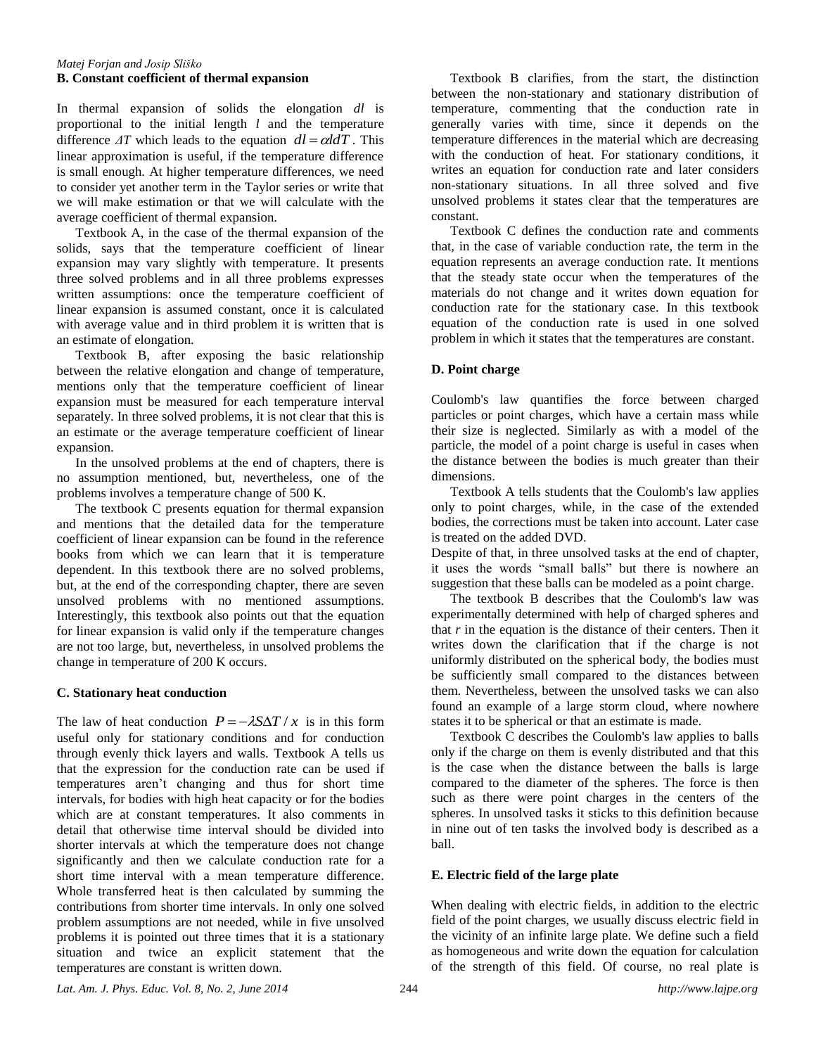### B. Constant coefficient of thermal expansion

In thermal expansion of solids the elongation *dl* is proportional to the initial length *l* and the temperature difference $\Delta T$ which leads to the equation $dl = \alpha l dT$. This linear approximation is useful, if the temperature difference is small enough. At higher temperature differences, we need to consider yet another term in the Taylor series or write that we will make estimation or that we will calculate with the average coefficient of thermal expansion.

Textbook A, in the case of the thermal expansion of the solids, says that the temperature coefficient of linear expansion may vary slightly with temperature. It presents three solved problems and in all three problems expresses written assumptions: once the temperature coefficient of linear expansion is assumed constant, once it is calculated with average value and in third problem it is written that is an estimate of elongation.

Textbook B, after exposing the basic relationship between the relative elongation and change of temperature, mentions only that the temperature coefficient of linear expansion must be measured for each temperature interval separately. In three solved problems, it is not clear that this is an estimate or the average temperature coefficient of linear expansion.

In the unsolved problems at the end of chapters, there is no assumption mentioned, but, nevertheless, one of the problems involves a temperature change of 500 K.

The textbook C presents equation for thermal expansion and mentions that the detailed data for the temperature coefficient of linear expansion can be found in the reference books from which we can learn that it is temperature dependent. In this textbook there are no solved problems, but, at the end of the corresponding chapter, there are seven unsolved problems with no mentioned assumptions. Interestingly, this textbook also points out that the equation for linear expansion is valid only if the temperature changes are not too large, but, nevertheless, in unsolved problems the change in temperature of 200 K occurs.

### C. Stationary heat conduction

The law of heat conduction $P = -\lambda S \Delta T / x$ is in this form useful only for stationary conditions and for conduction through evenly thick layers and walls. Textbook A tells us that the expression for the conduction rate can be used if temperatures aren't changing and thus for short time intervals, for bodies with high heat capacity or for the bodies which are at constant temperatures. It also comments in detail that otherwise time interval should be divided into shorter intervals at which the temperature does not change significantly and then we calculate conduction rate for a short time interval with a mean temperature difference. Whole transferred heat is then calculated by summing the contributions from shorter time intervals. In only one solved problem assumptions are not needed, while in five unsolved problems it is pointed out three times that it is a stationary situation and twice an explicit statement that the temperatures are constant is written down.

Textbook B clarifies, from the start, the distinction between the non-stationary and stationary distribution of temperature, commenting that the conduction rate in generally varies with time, since it depends on the temperature differences in the material which are decreasing with the conduction of heat. For stationary conditions, it writes an equation for conduction rate and later considers non-stationary situations. In all three solved and five unsolved problems it states clear that the temperatures are constant.

Textbook C defines the conduction rate and comments that, in the case of variable conduction rate, the term in the equation represents an average conduction rate. It mentions that the steady state occur when the temperatures of the materials do not change and it writes down equation for conduction rate for the stationary case. In this textbook equation of the conduction rate is used in one solved problem in which it states that the temperatures are constant.

### D. Point charge

Coulomb's law quantifies the force between charged particles or point charges, which have a certain mass while their size is neglected. Similarly as with a model of the particle, the model of a point charge is useful in cases when the distance between the bodies is much greater than their dimensions.

Textbook A tells students that the Coulomb's law applies only to point charges, while, in the case of the extended bodies, the corrections must be taken into account. Later case is treated on the added DVD.

Despite of that, in three unsolved tasks at the end of chapter, it uses the words "small balls" but there is nowhere an suggestion that these balls can be modeled as a point charge.

The textbook B describes that the Coulomb's law was experimentally determined with help of charged spheres and that *r* in the equation is the distance of their centers. Then it writes down the clarification that if the charge is not uniformly distributed on the spherical body, the bodies must be sufficiently small compared to the distances between them. Nevertheless, between the unsolved tasks we can also found an example of a large storm cloud, where nowhere states it to be spherical or that an estimate is made.

Textbook C describes the Coulomb's law applies to balls only if the charge on them is evenly distributed and that this is the case when the distance between the balls is large compared to the diameter of the spheres. The force is then such as there were point charges in the centers of the spheres. In unsolved tasks it sticks to this definition because in nine out of ten tasks the involved body is described as a ball.

### E. Electric field of the large plate

When dealing with electric fields, in addition to the electric field of the point charges, we usually discuss electric field in the vicinity of an infinite large plate. We define such a field as homogeneous and write down the equation for calculation of the strength of this field. Of course, no real plate is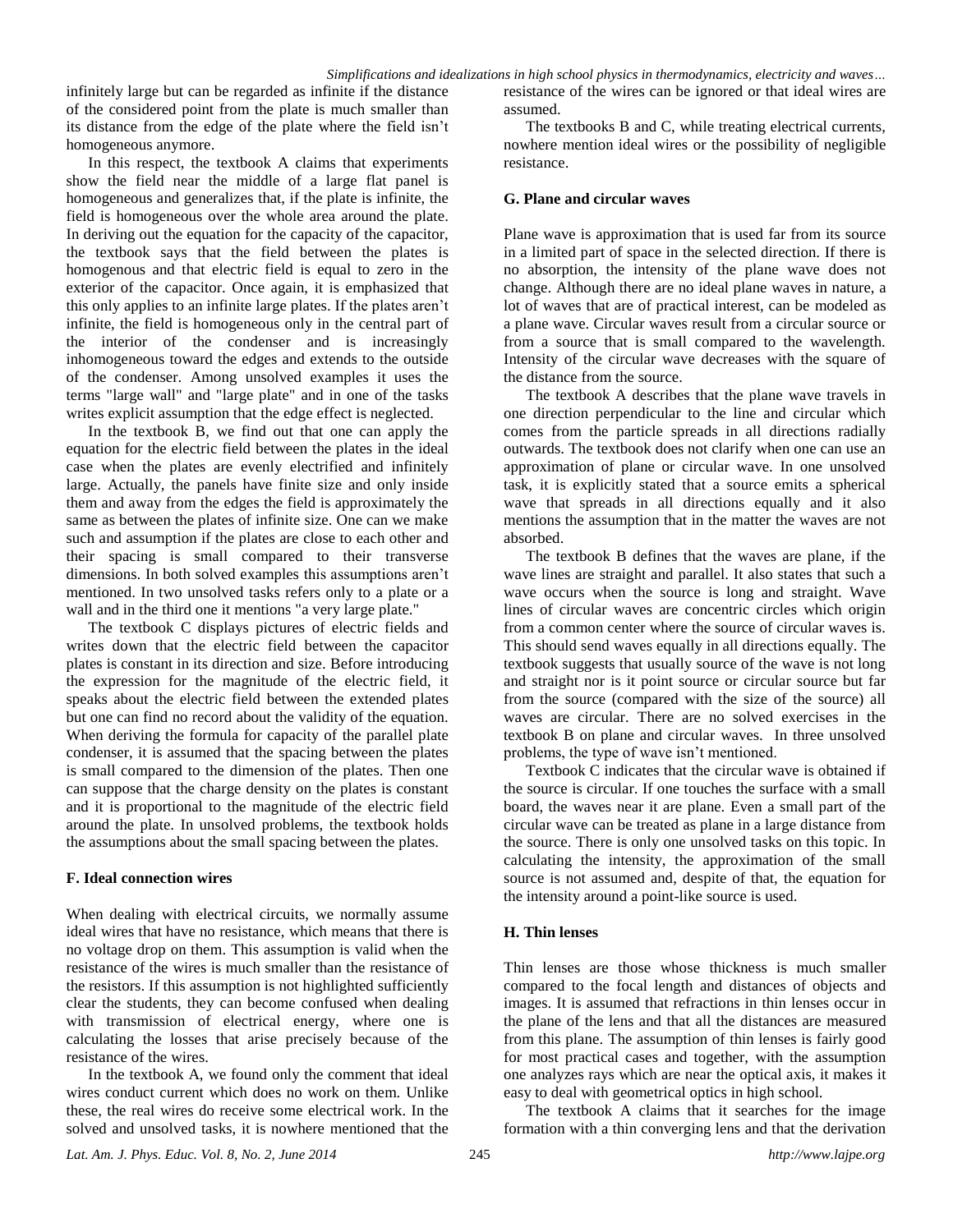infinitely large but can be regarded as infinite if the distance of the considered point from the plate is much smaller than its distance from the edge of the plate where the field isn't homogeneous anymore.

In this respect, the textbook A claims that experiments show the field near the middle of a large flat panel is homogeneous and generalizes that, if the plate is infinite, the field is homogeneous over the whole area around the plate. In deriving out the equation for the capacity of the capacitor, the textbook says that the field between the plates is homogenous and that electric field is equal to zero in the exterior of the capacitor. Once again, it is emphasized that this only applies to an infinite large plates. If the plates aren't infinite, the field is homogeneous only in the central part of the interior of the condenser and is increasingly inhomogeneous toward the edges and extends to the outside of the condenser. Among unsolved examples it uses the terms "large wall" and "large plate" and in one of the tasks writes explicit assumption that the edge effect is neglected.

In the textbook B, we find out that one can apply the equation for the electric field between the plates in the ideal case when the plates are evenly electrified and infinitely large. Actually, the panels have finite size and only inside them and away from the edges the field is approximately the same as between the plates of infinite size. One can we make such and assumption if the plates are close to each other and their spacing is small compared to their transverse dimensions. In both solved examples this assumptions aren't mentioned. In two unsolved tasks refers only to a plate or a wall and in the third one it mentions "a very large plate."

The textbook C displays pictures of electric fields and writes down that the electric field between the capacitor plates is constant in its direction and size. Before introducing the expression for the magnitude of the electric field, it speaks about the electric field between the extended plates but one can find no record about the validity of the equation. When deriving the formula for capacity of the parallel plate condenser, it is assumed that the spacing between the plates is small compared to the dimension of the plates. Then one can suppose that the charge density on the plates is constant and it is proportional to the magnitude of the electric field around the plate. In unsolved problems, the textbook holds the assumptions about the small spacing between the plates.

### F. Ideal connection wires

When dealing with electrical circuits, we normally assume ideal wires that have no resistance, which means that there is no voltage drop on them. This assumption is valid when the resistance of the wires is much smaller than the resistance of the resistors. If this assumption is not highlighted sufficiently clear the students, they can become confused when dealing with transmission of electrical energy, where one is calculating the losses that arise precisely because of the resistance of the wires.

In the textbook A, we found only the comment that ideal wires conduct current which does no work on them. Unlike these, the real wires do receive some electrical work. In the solved and unsolved tasks, it is nowhere mentioned that the resistance of the wires can be ignored or that ideal wires are assumed.

The textbooks B and C, while treating electrical currents, nowhere mention ideal wires or the possibility of negligible resistance.

### G. Plane and circular waves

Plane wave is approximation that is used far from its source in a limited part of space in the selected direction. If there is no absorption, the intensity of the plane wave does not change. Although there are no ideal plane waves in nature, a lot of waves that are of practical interest, can be modeled as a plane wave. Circular waves result from a circular source or from a source that is small compared to the wavelength. Intensity of the circular wave decreases with the square of the distance from the source.

The textbook A describes that the plane wave travels in one direction perpendicular to the line and circular which comes from the particle spreads in all directions radially outwards. The textbook does not clarify when one can use an approximation of plane or circular wave. In one unsolved task, it is explicitly stated that a source emits a spherical wave that spreads in all directions equally and it also mentions the assumption that in the matter the waves are not absorbed.

The textbook B defines that the waves are plane, if the wave lines are straight and parallel. It also states that such a wave occurs when the source is long and straight. Wave lines of circular waves are concentric circles which origin from a common center where the source of circular waves is. This should send waves equally in all directions equally. The textbook suggests that usually source of the wave is not long and straight nor is it point source or circular source but far from the source (compared with the size of the source) all waves are circular. There are no solved exercises in the textbook B on plane and circular waves. In three unsolved problems, the type of wave isn't mentioned.

Textbook C indicates that the circular wave is obtained if the source is circular. If one touches the surface with a small board, the waves near it are plane. Even a small part of the circular wave can be treated as plane in a large distance from the source. There is only one unsolved tasks on this topic. In calculating the intensity, the approximation of the small source is not assumed and, despite of that, the equation for the intensity around a point-like source is used.

### H. Thin lenses

Thin lenses are those whose thickness is much smaller compared to the focal length and distances of objects and images. It is assumed that refractions in thin lenses occur in the plane of the lens and that all the distances are measured from this plane. The assumption of thin lenses is fairly good for most practical cases and together, with the assumption one analyzes rays which are near the optical axis, it makes it easy to deal with geometrical optics in high school.

The textbook A claims that it searches for the image formation with a thin converging lens and that the derivation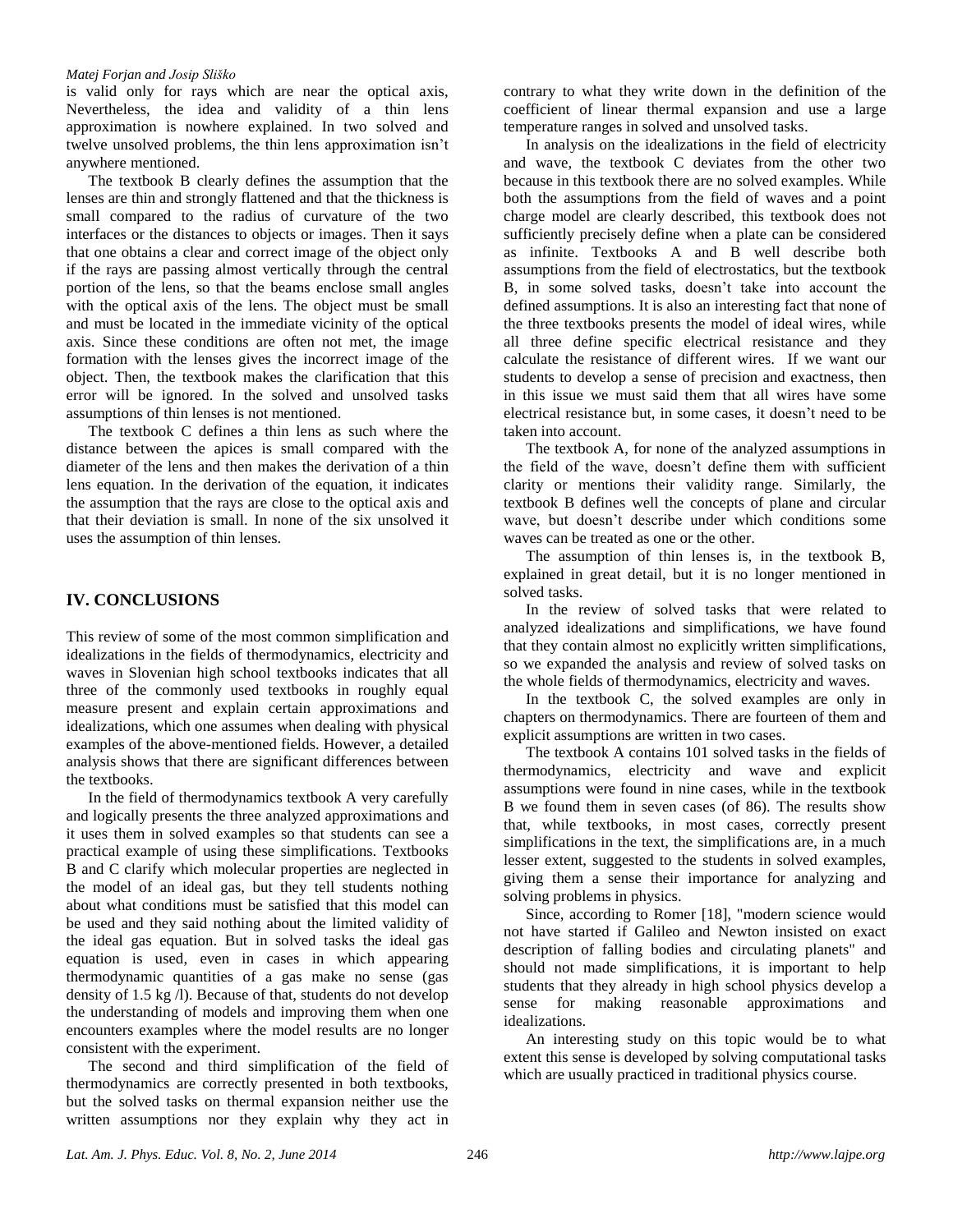is valid only for rays which are near the optical axis, Nevertheless, the idea and validity of a thin lens approximation is nowhere explained. In two solved and twelve unsolved problems, the thin lens approximation isn't anywhere mentioned.

The textbook B clearly defines the assumption that the lenses are thin and strongly flattened and that the thickness is small compared to the radius of curvature of the two interfaces or the distances to objects or images. Then it says that one obtains a clear and correct image of the object only if the rays are passing almost vertically through the central portion of the lens, so that the beams enclose small angles with the optical axis of the lens. The object must be small and must be located in the immediate vicinity of the optical axis. Since these conditions are often not met, the image formation with the lenses gives the incorrect image of the object. Then, the textbook makes the clarification that this error will be ignored. In the solved and unsolved tasks assumptions of thin lenses is not mentioned.

The textbook C defines a thin lens as such where the distance between the apices is small compared with the diameter of the lens and then makes the derivation of a thin lens equation. In the derivation of the equation, it indicates the assumption that the rays are close to the optical axis and that their deviation is small. In none of the six unsolved it uses the assumption of thin lenses.

## IV. CONCLUSIONS

This review of some of the most common simplification and idealizations in the fields of thermodynamics, electricity and waves in Slovenian high school textbooks indicates that all three of the commonly used textbooks in roughly equal measure present and explain certain approximations and idealizations, which one assumes when dealing with physical examples of the above-mentioned fields. However, a detailed analysis shows that there are significant differences between the textbooks.

In the field of thermodynamics textbook A very carefully and logically presents the three analyzed approximations and it uses them in solved examples so that students can see a practical example of using these simplifications. Textbooks B and C clarify which molecular properties are neglected in the model of an ideal gas, but they tell students nothing about what conditions must be satisfied that this model can be used and they said nothing about the limited validity of the ideal gas equation. But in solved tasks the ideal gas equation is used, even in cases in which appearing thermodynamic quantities of a gas make no sense (gas density of 1.5 kg /l). Because of that, students do not develop the understanding of models and improving them when one encounters examples where the model results are no longer consistent with the experiment.

The second and third simplification of the field of thermodynamics are correctly presented in both textbooks, but the solved tasks on thermal expansion neither use the written assumptions nor they explain why they act in contrary to what they write down in the definition of the coefficient of linear thermal expansion and use a large temperature ranges in solved and unsolved tasks.

In analysis on the idealizations in the field of electricity and wave, the textbook C deviates from the other two because in this textbook there are no solved examples. While both the assumptions from the field of waves and a point charge model are clearly described, this textbook does not sufficiently precisely define when a plate can be considered as infinite. Textbooks A and B well describe both assumptions from the field of electrostatics, but the textbook B, in some solved tasks, doesn't take into account the defined assumptions. It is also an interesting fact that none of the three textbooks presents the model of ideal wires, while all three define specific electrical resistance and they calculate the resistance of different wires. If we want our students to develop a sense of precision and exactness, then in this issue we must said them that all wires have some electrical resistance but, in some cases, it doesn't need to be taken into account.

The textbook A, for none of the analyzed assumptions in the field of the wave, doesn't define them with sufficient clarity or mentions their validity range. Similarly, the textbook B defines well the concepts of plane and circular wave, but doesn't describe under which conditions some waves can be treated as one or the other.

The assumption of thin lenses is, in the textbook B, explained in great detail, but it is no longer mentioned in solved tasks.

In the review of solved tasks that were related to analyzed idealizations and simplifications, we have found that they contain almost no explicitly written simplifications, so we expanded the analysis and review of solved tasks on the whole fields of thermodynamics, electricity and waves.

In the textbook C, the solved examples are only in chapters on thermodynamics. There are fourteen of them and explicit assumptions are written in two cases.

The textbook A contains 101 solved tasks in the fields of thermodynamics, electricity and wave and explicit assumptions were found in nine cases, while in the textbook B we found them in seven cases (of 86). The results show that, while textbooks, in most cases, correctly present simplifications in the text, the simplifications are, in a much lesser extent, suggested to the students in solved examples, giving them a sense their importance for analyzing and solving problems in physics.

Since, according to Romer [18], "modern science would not have started if Galileo and Newton insisted on exact description of falling bodies and circulating planets" and should not made simplifications, it is important to help students that they already in high school physics develop a sense for making reasonable approximations and idealizations.

An interesting study on this topic would be to what extent this sense is developed by solving computational tasks which are usually practiced in traditional physics course.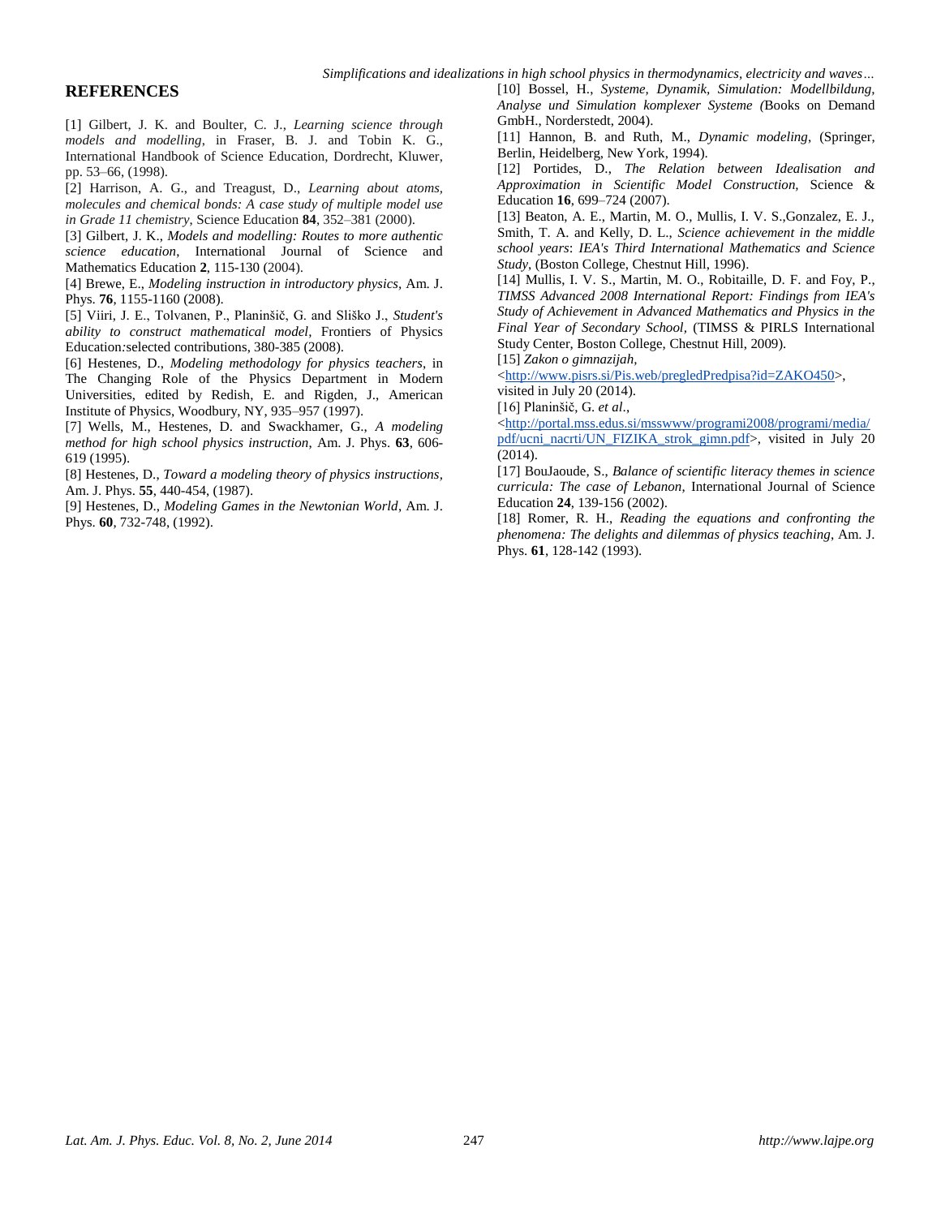## REFERENCES

[1] Gilbert, J. K. and Boulter, C. J., *Learning science through models and modelling*, in Fraser, B. J. and Tobin K. G., International Handbook of Science Education, Dordrecht, Kluwer, pp. 53–66, (1998).

[2] Harrison, A. G., and Treagust, D., *Learning about atoms, molecules and chemical bonds: A case study of multiple model use in Grade 11 chemistry*, Science Education **84**, 352–381 (2000).

[3] Gilbert, J. K., *Models and modelling: Routes to more authentic science education*, International Journal of Science and Mathematics Education **2**, 115-130 (2004).

[4] Brewe, E., *Modeling instruction in introductory physics*, Am. J. Phys. **76**, 1155-1160 (2008).

[5] Viiri, J. E., Tolvanen, P., Planinšič, G. and Sliško J., *Student's ability to construct mathematical model*, Frontiers of Physics Education:selected contributions, 380-385 (2008).

[6] Hestenes, D., *Modeling methodology for physics teachers*, in The Changing Role of the Physics Department in Modern Universities, edited by Redish, E. and Rigden, J., American Institute of Physics, Woodbury, NY, 935–957 (1997).

[7] Wells, M., Hestenes, D. and Swackhamer, G., *A modeling method for high school physics instruction*, Am. J. Phys. **63**, 606-619 (1995).

[8] Hestenes, D., *Toward a modeling theory of physics instructions*, Am. J. Phys. **55**, 440-454, (1987).

[9] Hestenes, D., *Modeling Games in the Newtonian World*, Am. J. Phys. **60**, 732-748, (1992).

[10] Bossel, H., *Systeme, Dynamik, Simulation: Modellbildung, Analyse und Simulation komplexer Systeme (*Books on Demand GmbH., Norderstedt, 2004).

[11] Hannon, B. and Ruth, M., *Dynamic modeling*, (Springer, Berlin, Heidelberg, New York, 1994).

[12] Portides, D., *The Relation between Idealisation and Approximation in Scientific Model Construction*, Science & Education **16**, 699–724 (2007).

[13] Beaton, A. E., Martin, M. O., Mullis, I. V. S.,Gonzalez, E. J., Smith, T. A. and Kelly, D. L., *Science achievement in the middle school years*: *IEA's Third International Mathematics and Science Study*, (Boston College, Chestnut Hill, 1996).

[14] Mullis, I. V. S., Martin, M. O., Robitaille, D. F. and Foy, P., *TIMSS Advanced 2008 International Report: Findings from IEA's Study of Achievement in Advanced Mathematics and Physics in the Final Year of Secondary School*, (TIMSS & PIRLS International Study Center, Boston College, Chestnut Hill, 2009).

[15] *Zakon o gimnazijah*, <http://www.pisrs.si/Pis.web/pregledPredpisa?id=ZAKO450>, visited in July 20 (2014).

[16] Planinšič, G. *et al*., <http://portal.mss.edus.si/msswww/programi2008/programi/media/pdf/ucni_nacrti/UN_FIZIKA_strok_gimn.pdf>, visited in July 20 (2014).

[17] BouJaoude, S., *Balance of scientific literacy themes in science curricula: The case of Lebanon*, International Journal of Science Education **24**, 139-156 (2002).

[18] Romer, R. H., *Reading the equations and confronting the phenomena: The delights and dilemmas of physics teaching*, Am. J. Phys. **61**, 128-142 (1993).